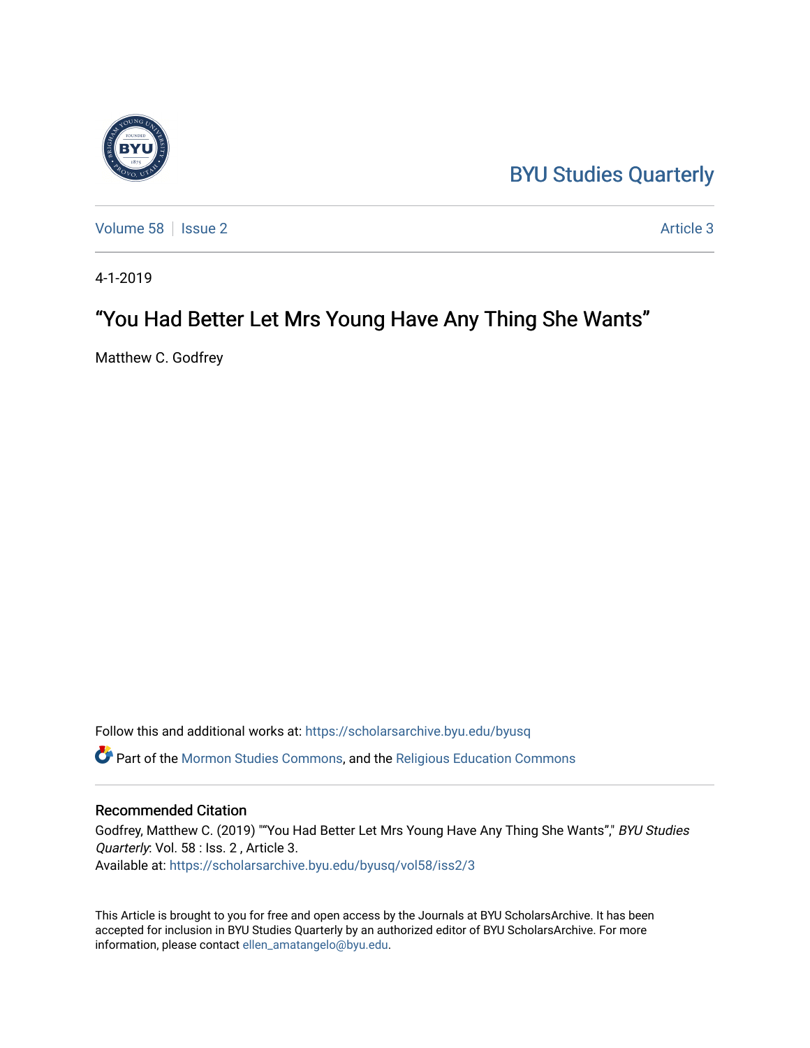BYU Studies Quarterly

Volume 58 | Issue 2 | Article 3

4-1-2019

# “You Had Better Let Mrs Young Have Any Thing She Wants”

Matthew C. Godfrey

Follow this and additional works at: https://scholarsarchive.byu.edu/byusq

Part of the Mormon Studies Commons, and the Religious Education Commons

## Recommended Citation

Godfrey, Matthew C. (2019) "“You Had Better Let Mrs Young Have Any Thing She Wants”," *BYU Studies Quarterly*: Vol. 58 : Iss. 2 , Article 3.
Available at: https://scholarsarchive.byu.edu/byusq/vol58/iss2/3

This Article is brought to you for free and open access by the Journals at BYU ScholarsArchive. It has been accepted for inclusion in BYU Studies Quarterly by an authorized editor of BYU ScholarsArchive. For more information, please contact ellen_amatangelo@byu.edu.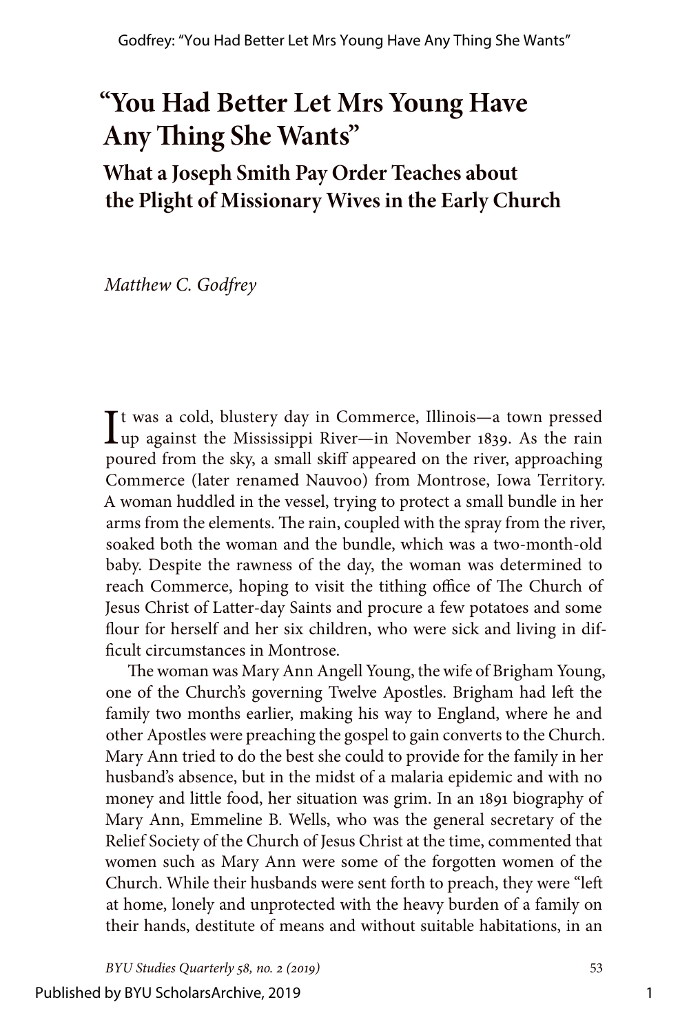# "You Had Better Let Mrs Young Have Any Thing She Wants"

## What a Joseph Smith Pay Order Teaches about the Plight of Missionary Wives in the Early Church

*Matthew C. Godfrey*

It was a cold, blustery day in Commerce, Illinois—a town pressed up against the Mississippi River—in November 1839. As the rain poured from the sky, a small skiff appeared on the river, approaching Commerce (later renamed Nauvoo) from Montrose, Iowa Territory. A woman huddled in the vessel, trying to protect a small bundle in her arms from the elements. The rain, coupled with the spray from the river, soaked both the woman and the bundle, which was a two-month-old baby. Despite the rawness of the day, the woman was determined to reach Commerce, hoping to visit the tithing office of The Church of Jesus Christ of Latter-day Saints and procure a few potatoes and some flour for herself and her six children, who were sick and living in difficult circumstances in Montrose.

The woman was Mary Ann Angell Young, the wife of Brigham Young, one of the Church's governing Twelve Apostles. Brigham had left the family two months earlier, making his way to England, where he and other Apostles were preaching the gospel to gain converts to the Church. Mary Ann tried to do the best she could to provide for the family in her husband's absence, but in the midst of a malaria epidemic and with no money and little food, her situation was grim. In an 1891 biography of Mary Ann, Emmeline B. Wells, who was the general secretary of the Relief Society of the Church of Jesus Christ at the time, commented that women such as Mary Ann were some of the forgotten women of the Church. While their husbands were sent forth to preach, they were "left at home, lonely and unprotected with the heavy burden of a family on their hands, destitute of means and without suitable habitations, in an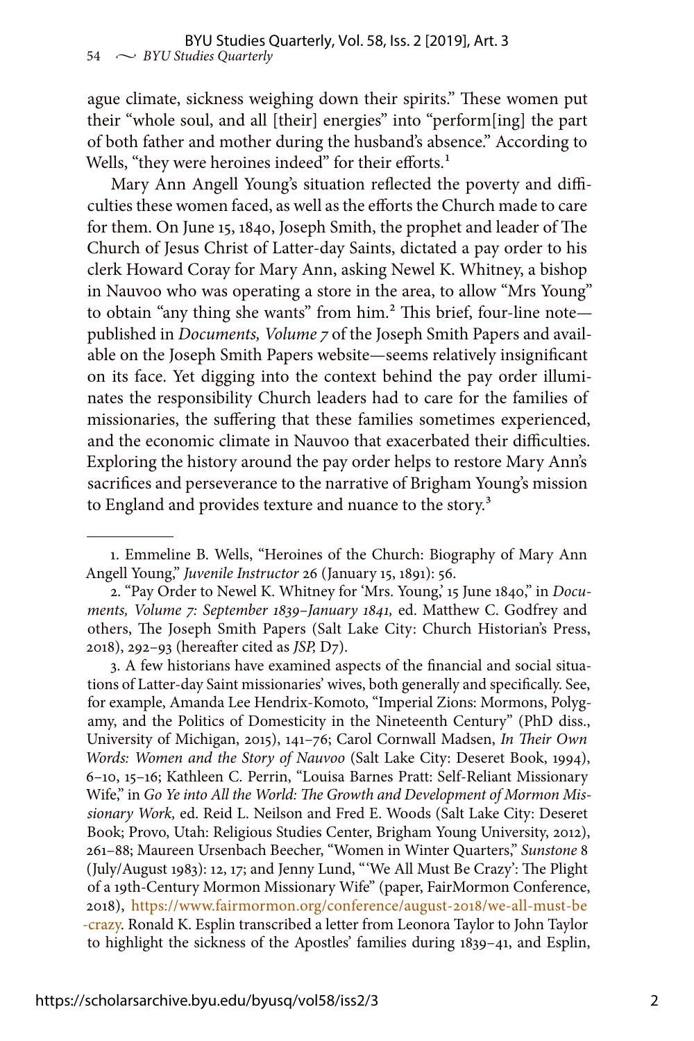ague climate, sickness weighing down their spirits." These women put their "whole soul, and all [their] energies" into "perform[ing] the part of both father and mother during the husband's absence." According to Wells, "they were heroines indeed" for their efforts.[1]

Mary Ann Angell Young's situation reflected the poverty and difficulties these women faced, as well as the efforts the Church made to care for them. On June 15, 1840, Joseph Smith, the prophet and leader of The Church of Jesus Christ of Latter-day Saints, dictated a pay order to his clerk Howard Coray for Mary Ann, asking Newel K. Whitney, a bishop in Nauvoo who was operating a store in the area, to allow "Mrs Young" to obtain "any thing she wants" from him.[2] This brief, four-line note—published in *Documents, Volume 7* of the Joseph Smith Papers and available on the Joseph Smith Papers website—seems relatively insignificant on its face. Yet digging into the context behind the pay order illuminates the responsibility Church leaders had to care for the families of missionaries, the suffering that these families sometimes experienced, and the economic climate in Nauvoo that exacerbated their difficulties. Exploring the history around the pay order helps to restore Mary Ann's sacrifices and perseverance to the narrative of Brigham Young's mission to England and provides texture and nuance to the story.[3]

---

1. Emmeline B. Wells, "Heroines of the Church: Biography of Mary Ann Angell Young," *Juvenile Instructor* 26 (January 15, 1891): 56.

2. "Pay Order to Newel K. Whitney for 'Mrs. Young,' 15 June 1840," in *Documents, Volume 7: September 1839–January 1841,* ed. Matthew C. Godfrey and others, The Joseph Smith Papers (Salt Lake City: Church Historian's Press, 2018), 292–93 (hereafter cited as *JSP,* D7).

3. A few historians have examined aspects of the financial and social situations of Latter-day Saint missionaries' wives, both generally and specifically. See, for example, Amanda Lee Hendrix-Komoto, "Imperial Zions: Mormons, Polygamy, and the Politics of Domesticity in the Nineteenth Century" (PhD diss., University of Michigan, 2015), 141–76; Carol Cornwall Madsen, *In Their Own Words: Women and the Story of Nauvoo* (Salt Lake City: Deseret Book, 1994), 6–10, 15–16; Kathleen C. Perrin, "Louisa Barnes Pratt: Self-Reliant Missionary Wife," in *Go Ye into All the World: The Growth and Development of Mormon Missionary Work,* ed. Reid L. Neilson and Fred E. Woods (Salt Lake City: Deseret Book; Provo, Utah: Religious Studies Center, Brigham Young University, 2012), 261–88; Maureen Ursenbach Beecher, "Women in Winter Quarters," *Sunstone* 8 (July/August 1983): 12, 17; and Jenny Lund, "'We All Must Be Crazy': The Plight of a 19th-Century Mormon Missionary Wife" (paper, FairMormon Conference, 2018), https://www.fairmormon.org/conference/august-2018/we-all-must-be-crazy. Ronald K. Esplin transcribed a letter from Leonora Taylor to John Taylor to highlight the sickness of the Apostles' families during 1839–41, and Esplin,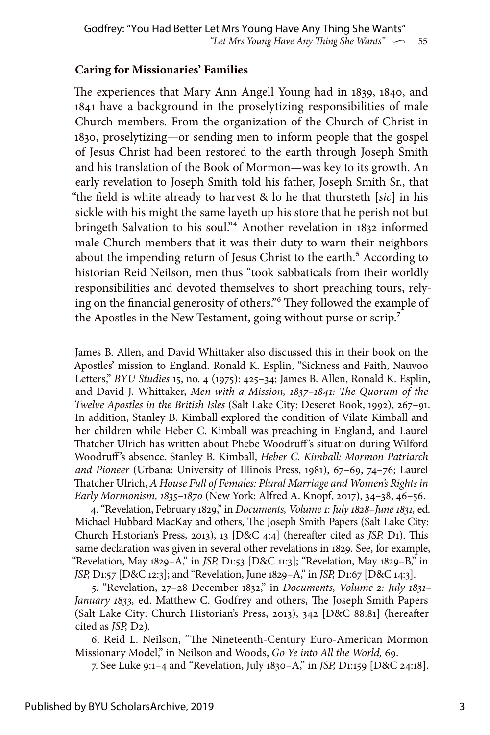## Caring for Missionaries' Families

The experiences that Mary Ann Angell Young had in 1839, 1840, and 1841 have a background in the proselytizing responsibilities of male Church members. From the organization of the Church of Christ in 1830, proselytizing—or sending men to inform people that the gospel of Jesus Christ had been restored to the earth through Joseph Smith and his translation of the Book of Mormon—was key to its growth. An early revelation to Joseph Smith told his father, Joseph Smith Sr., that "the field is white already to harvest & lo he that thursteth [*sic*] in his sickle with his might the same layeth up his store that he perish not but bringeth Salvation to his soul."[4] Another revelation in 1832 informed male Church members that it was their duty to warn their neighbors about the impending return of Jesus Christ to the earth.[5] According to historian Reid Neilson, men thus "took sabbaticals from their worldly responsibilities and devoted themselves to short preaching tours, relying on the financial generosity of others."[6] They followed the example of the Apostles in the New Testament, going without purse or scrip.[7]

---

James B. Allen, and David Whittaker also discussed this in their book on the Apostles' mission to England. Ronald K. Esplin, "Sickness and Faith, Nauvoo Letters," *BYU Studies* 15, no. 4 (1975): 425–34; James B. Allen, Ronald K. Esplin, and David J. Whittaker, *Men with a Mission, 1837–1841: The Quorum of the Twelve Apostles in the British Isles* (Salt Lake City: Deseret Book, 1992), 267–91. In addition, Stanley B. Kimball explored the condition of Vilate Kimball and her children while Heber C. Kimball was preaching in England, and Laurel Thatcher Ulrich has written about Phebe Woodruff's situation during Wilford Woodruff's absence. Stanley B. Kimball, *Heber C. Kimball: Mormon Patriarch and Pioneer* (Urbana: University of Illinois Press, 1981), 67–69, 74–76; Laurel Thatcher Ulrich, *A House Full of Females: Plural Marriage and Women's Rights in Early Mormonism, 1835–1870* (New York: Alfred A. Knopf, 2017), 34–38, 46–56.

4. "Revelation, February 1829," in *Documents, Volume 1: July 1828–June 1831,* ed. Michael Hubbard MacKay and others, The Joseph Smith Papers (Salt Lake City: Church Historian's Press, 2013), 13 [D&C 4:4] (hereafter cited as *JSP,* D1). This same declaration was given in several other revelations in 1829. See, for example, "Revelation, May 1829–A," in *JSP,* D1:53 [D&C 11:3]; "Revelation, May 1829–B," in *JSP,* D1:57 [D&C 12:3]; and "Revelation, June 1829–A," in *JSP,* D1:67 [D&C 14:3].

5. "Revelation, 27–28 December 1832," in *Documents, Volume 2: July 1831–January 1833,* ed. Matthew C. Godfrey and others, The Joseph Smith Papers (Salt Lake City: Church Historian's Press, 2013), 342 [D&C 88:81] (hereafter cited as *JSP,* D2).

6. Reid L. Neilson, "The Nineteenth-Century Euro-American Mormon Missionary Model," in Neilson and Woods, *Go Ye into All the World,* 69.

7. See Luke 9:1–4 and "Revelation, July 1830–A," in *JSP,* D1:159 [D&C 24:18].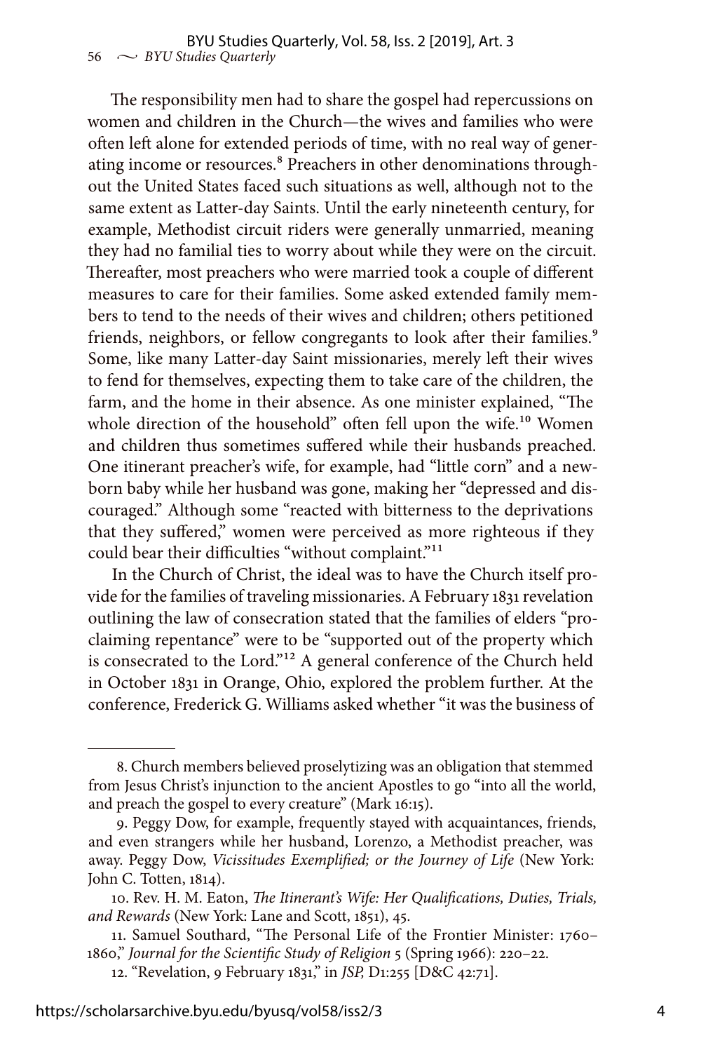The responsibility men had to share the gospel had repercussions on women and children in the Church—the wives and families who were often left alone for extended periods of time, with no real way of generating income or resources.[8] Preachers in other denominations throughout the United States faced such situations as well, although not to the same extent as Latter-day Saints. Until the early nineteenth century, for example, Methodist circuit riders were generally unmarried, meaning they had no familial ties to worry about while they were on the circuit. Thereafter, most preachers who were married took a couple of different measures to care for their families. Some asked extended family members to tend to the needs of their wives and children; others petitioned friends, neighbors, or fellow congregants to look after their families.[9] Some, like many Latter-day Saint missionaries, merely left their wives to fend for themselves, expecting them to take care of the children, the farm, and the home in their absence. As one minister explained, "The whole direction of the household" often fell upon the wife.[10] Women and children thus sometimes suffered while their husbands preached. One itinerant preacher's wife, for example, had "little corn" and a newborn baby while her husband was gone, making her "depressed and discouraged." Although some "reacted with bitterness to the deprivations that they suffered," women were perceived as more righteous if they could bear their difficulties "without complaint."[11]

In the Church of Christ, the ideal was to have the Church itself provide for the families of traveling missionaries. A February 1831 revelation outlining the law of consecration stated that the families of elders "proclaiming repentance" were to be "supported out of the property which is consecrated to the Lord."[12] A general conference of the Church held in October 1831 in Orange, Ohio, explored the problem further. At the conference, Frederick G. Williams asked whether "it was the business of

---

8. Church members believed proselytizing was an obligation that stemmed from Jesus Christ's injunction to the ancient Apostles to go "into all the world, and preach the gospel to every creature" (Mark 16:15).

9. Peggy Dow, for example, frequently stayed with acquaintances, friends, and even strangers while her husband, Lorenzo, a Methodist preacher, was away. Peggy Dow, *Vicissitudes Exemplified; or the Journey of Life* (New York: John C. Totten, 1814).

10. Rev. H. M. Eaton, *The Itinerant's Wife: Her Qualifications, Duties, Trials, and Rewards* (New York: Lane and Scott, 1851), 45.

11. Samuel Southard, "The Personal Life of the Frontier Minister: 1760–1860," *Journal for the Scientific Study of Religion* 5 (Spring 1966): 220–22.

12. "Revelation, 9 February 1831," in *JSP*, D1:255 [D&C 42:71].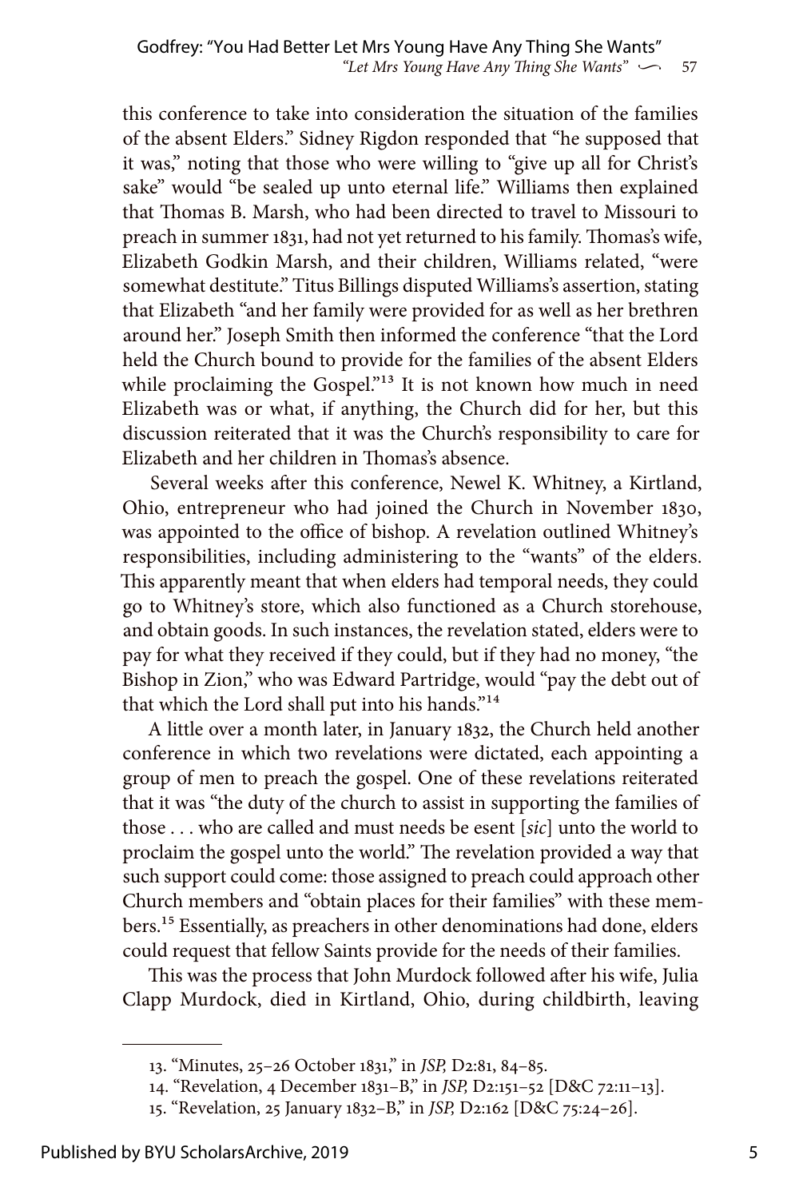this conference to take into consideration the situation of the families of the absent Elders." Sidney Rigdon responded that "he supposed that it was," noting that those who were willing to "give up all for Christ's sake" would "be sealed up unto eternal life." Williams then explained that Thomas B. Marsh, who had been directed to travel to Missouri to preach in summer 1831, had not yet returned to his family. Thomas's wife, Elizabeth Godkin Marsh, and their children, Williams related, "were somewhat destitute." Titus Billings disputed Williams's assertion, stating that Elizabeth "and her family were provided for as well as her brethren around her." Joseph Smith then informed the conference "that the Lord held the Church bound to provide for the families of the absent Elders while proclaiming the Gospel."[13] It is not known how much in need Elizabeth was or what, if anything, the Church did for her, but this discussion reiterated that it was the Church's responsibility to care for Elizabeth and her children in Thomas's absence.

Several weeks after this conference, Newel K. Whitney, a Kirtland, Ohio, entrepreneur who had joined the Church in November 1830, was appointed to the office of bishop. A revelation outlined Whitney's responsibilities, including administering to the "wants" of the elders. This apparently meant that when elders had temporal needs, they could go to Whitney's store, which also functioned as a Church storehouse, and obtain goods. In such instances, the revelation stated, elders were to pay for what they received if they could, but if they had no money, "the Bishop in Zion," who was Edward Partridge, would "pay the debt out of that which the Lord shall put into his hands."[14]

A little over a month later, in January 1832, the Church held another conference in which two revelations were dictated, each appointing a group of men to preach the gospel. One of these revelations reiterated that it was "the duty of the church to assist in supporting the families of those . . . who are called and must needs be esent [*sic*] unto the world to proclaim the gospel unto the world." The revelation provided a way that such support could come: those assigned to preach could approach other Church members and "obtain places for their families" with these members.[15] Essentially, as preachers in other denominations had done, elders could request that fellow Saints provide for the needs of their families.

This was the process that John Murdock followed after his wife, Julia Clapp Murdock, died in Kirtland, Ohio, during childbirth, leaving

---

13. "Minutes, 25–26 October 1831," in *JSP,* D2:81, 84–85.

14. "Revelation, 4 December 1831–B," in *JSP,* D2:151–52 [D&C 72:11–13].

15. "Revelation, 25 January 1832–B," in *JSP,* D2:162 [D&C 75:24–26].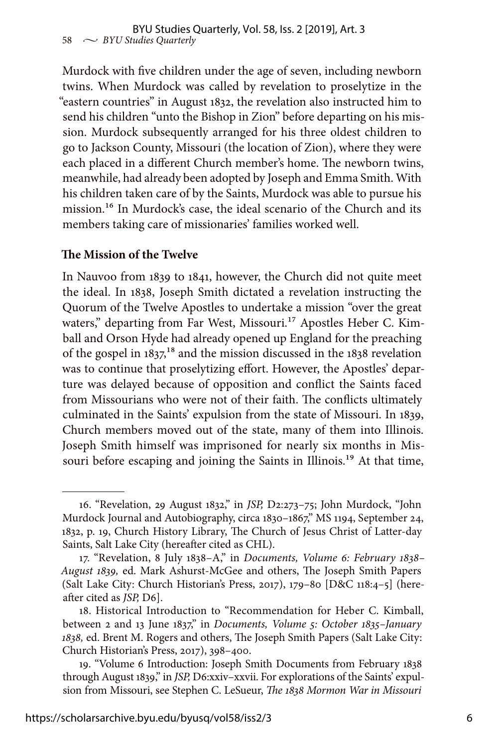Murdock with five children under the age of seven, including newborn twins. When Murdock was called by revelation to proselytize in the "eastern countries" in August 1832, the revelation also instructed him to send his children "unto the Bishop in Zion" before departing on his mission. Murdock subsequently arranged for his three oldest children to go to Jackson County, Missouri (the location of Zion), where they were each placed in a different Church member's home. The newborn twins, meanwhile, had already been adopted by Joseph and Emma Smith. With his children taken care of by the Saints, Murdock was able to pursue his mission.[16] In Murdock's case, the ideal scenario of the Church and its members taking care of missionaries' families worked well.

### The Mission of the Twelve

In Nauvoo from 1839 to 1841, however, the Church did not quite meet the ideal. In 1838, Joseph Smith dictated a revelation instructing the Quorum of the Twelve Apostles to undertake a mission "over the great waters," departing from Far West, Missouri.[17] Apostles Heber C. Kimball and Orson Hyde had already opened up England for the preaching of the gospel in 1837,[18] and the mission discussed in the 1838 revelation was to continue that proselytizing effort. However, the Apostles' departure was delayed because of opposition and conflict the Saints faced from Missourians who were not of their faith. The conflicts ultimately culminated in the Saints' expulsion from the state of Missouri. In 1839, Church members moved out of the state, many of them into Illinois. Joseph Smith himself was imprisoned for nearly six months in Missouri before escaping and joining the Saints in Illinois.[19] At that time,

---

16. "Revelation, 29 August 1832," in *JSP,* D2:273–75; John Murdock, "John Murdock Journal and Autobiography, circa 1830–1867," MS 1194, September 24, 1832, p. 19, Church History Library, The Church of Jesus Christ of Latter-day Saints, Salt Lake City (hereafter cited as CHL).

17. "Revelation, 8 July 1838–A," in *Documents, Volume 6: February 1838–August 1839,* ed. Mark Ashurst-McGee and others, The Joseph Smith Papers (Salt Lake City: Church Historian's Press, 2017), 179–80 [D&C 118:4–5] (hereafter cited as *JSP,* D6].

18. Historical Introduction to "Recommendation for Heber C. Kimball, between 2 and 13 June 1837," in *Documents, Volume 5: October 1835–January 1838,* ed. Brent M. Rogers and others, The Joseph Smith Papers (Salt Lake City: Church Historian's Press, 2017), 398–400.

19. "Volume 6 Introduction: Joseph Smith Documents from February 1838 through August 1839," in *JSP,* D6:xxiv–xxvii. For explorations of the Saints' expulsion from Missouri, see Stephen C. LeSueur, *The 1838 Mormon War in Missouri*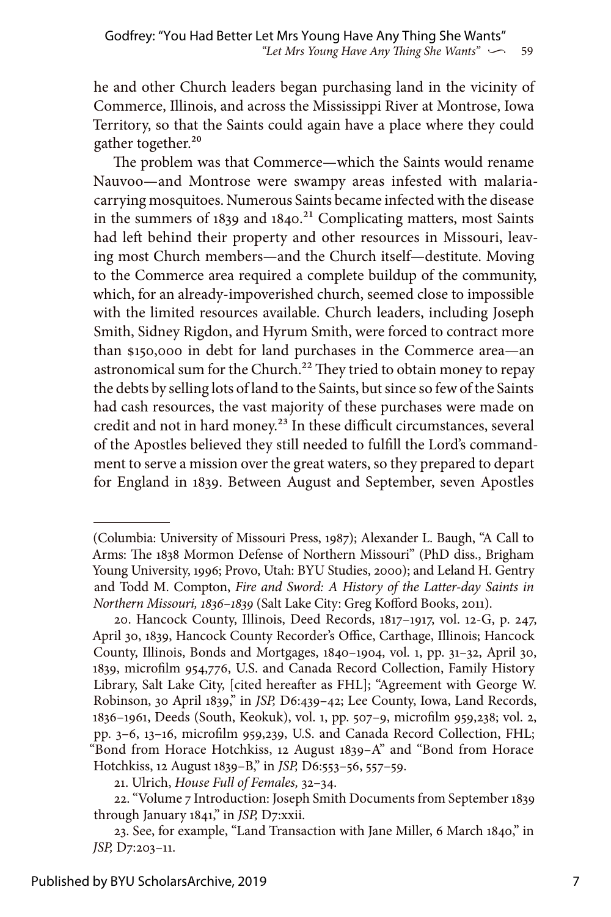he and other Church leaders began purchasing land in the vicinity of Commerce, Illinois, and across the Mississippi River at Montrose, Iowa Territory, so that the Saints could again have a place where they could gather together.[20]

The problem was that Commerce—which the Saints would rename Nauvoo—and Montrose were swampy areas infested with malaria-carrying mosquitoes. Numerous Saints became infected with the disease in the summers of 1839 and 1840.[21] Complicating matters, most Saints had left behind their property and other resources in Missouri, leaving most Church members—and the Church itself—destitute. Moving to the Commerce area required a complete buildup of the community, which, for an already-impoverished church, seemed close to impossible with the limited resources available. Church leaders, including Joseph Smith, Sidney Rigdon, and Hyrum Smith, were forced to contract more than $150,000 in debt for land purchases in the Commerce area—an astronomical sum for the Church.[22] They tried to obtain money to repay the debts by selling lots of land to the Saints, but since so few of the Saints had cash resources, the vast majority of these purchases were made on credit and not in hard money.[23] In these difficult circumstances, several of the Apostles believed they still needed to fulfill the Lord's commandment to serve a mission over the great waters, so they prepared to depart for England in 1839. Between August and September, seven Apostles

---

(Columbia: University of Missouri Press, 1987); Alexander L. Baugh, "A Call to Arms: The 1838 Mormon Defense of Northern Missouri" (PhD diss., Brigham Young University, 1996; Provo, Utah: BYU Studies, 2000); and Leland H. Gentry and Todd M. Compton, *Fire and Sword: A History of the Latter-day Saints in Northern Missouri, 1836–1839* (Salt Lake City: Greg Kofford Books, 2011).

20. Hancock County, Illinois, Deed Records, 1817–1917, vol. 12-G, p. 247, April 30, 1839, Hancock County Recorder's Office, Carthage, Illinois; Hancock County, Illinois, Bonds and Mortgages, 1840–1904, vol. 1, pp. 31–32, April 30, 1839, microfilm 954,776, U.S. and Canada Record Collection, Family History Library, Salt Lake City, [cited hereafter as FHL]; "Agreement with George W. Robinson, 30 April 1839," in *JSP,* D6:439–42; Lee County, Iowa, Land Records, 1836–1961, Deeds (South, Keokuk), vol. 1, pp. 507–9, microfilm 959,238; vol. 2, pp. 3–6, 13–16, microfilm 959,239, U.S. and Canada Record Collection, FHL; "Bond from Horace Hotchkiss, 12 August 1839–A" and "Bond from Horace Hotchkiss, 12 August 1839–B," in *JSP,* D6:553–56, 557–59.

21. Ulrich, *House Full of Females,* 32–34.

22. "Volume 7 Introduction: Joseph Smith Documents from September 1839 through January 1841," in *JSP,* D7:xxii.

23. See, for example, "Land Transaction with Jane Miller, 6 March 1840," in *JSP,* D7:203–11.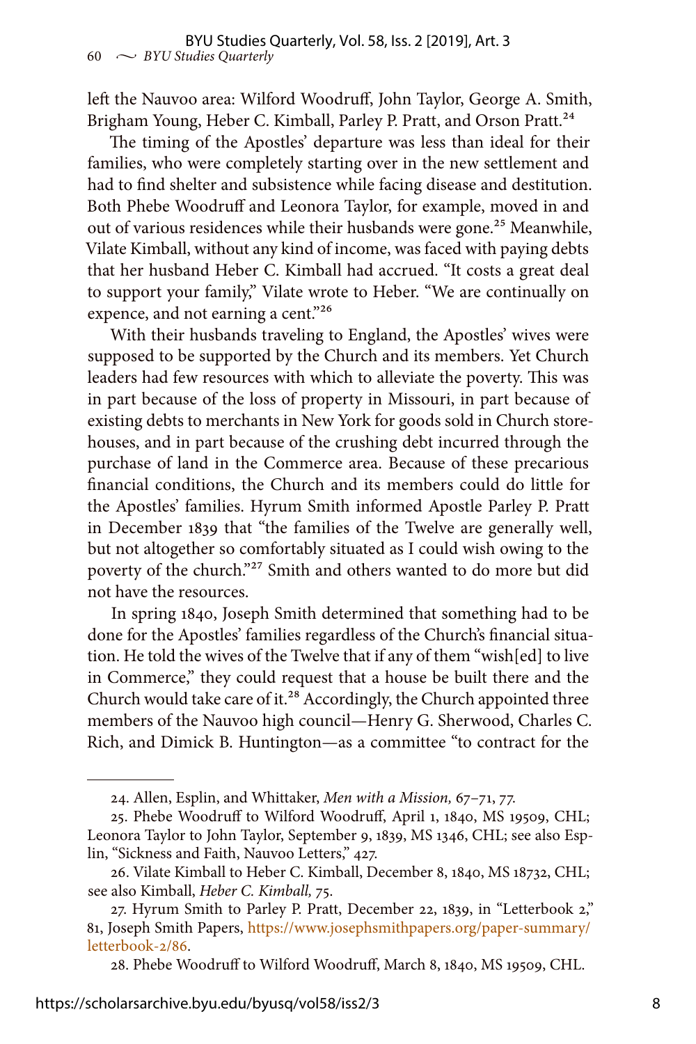left the Nauvoo area: Wilford Woodruff, John Taylor, George A. Smith, Brigham Young, Heber C. Kimball, Parley P. Pratt, and Orson Pratt.[24]

The timing of the Apostles' departure was less than ideal for their families, who were completely starting over in the new settlement and had to find shelter and subsistence while facing disease and destitution. Both Phebe Woodruff and Leonora Taylor, for example, moved in and out of various residences while their husbands were gone.[25] Meanwhile, Vilate Kimball, without any kind of income, was faced with paying debts that her husband Heber C. Kimball had accrued. "It costs a great deal to support your family," Vilate wrote to Heber. "We are continually on expence, and not earning a cent."[26]

With their husbands traveling to England, the Apostles' wives were supposed to be supported by the Church and its members. Yet Church leaders had few resources with which to alleviate the poverty. This was in part because of the loss of property in Missouri, in part because of existing debts to merchants in New York for goods sold in Church storehouses, and in part because of the crushing debt incurred through the purchase of land in the Commerce area. Because of these precarious financial conditions, the Church and its members could do little for the Apostles' families. Hyrum Smith informed Apostle Parley P. Pratt in December 1839 that "the families of the Twelve are generally well, but not altogether so comfortably situated as I could wish owing to the poverty of the church."[27] Smith and others wanted to do more but did not have the resources.

In spring 1840, Joseph Smith determined that something had to be done for the Apostles' families regardless of the Church's financial situation. He told the wives of the Twelve that if any of them "wish[ed] to live in Commerce," they could request that a house be built there and the Church would take care of it.[28] Accordingly, the Church appointed three members of the Nauvoo high council—Henry G. Sherwood, Charles C. Rich, and Dimick B. Huntington—as a committee "to contract for the

---

24. Allen, Esplin, and Whittaker, *Men with a Mission,* 67–71, 77.

25. Phebe Woodruff to Wilford Woodruff, April 1, 1840, MS 19509, CHL; Leonora Taylor to John Taylor, September 9, 1839, MS 1346, CHL; see also Esplin, "Sickness and Faith, Nauvoo Letters," 427.

26. Vilate Kimball to Heber C. Kimball, December 8, 1840, MS 18732, CHL; see also Kimball, *Heber C. Kimball,* 75.

27. Hyrum Smith to Parley P. Pratt, December 22, 1839, in "Letterbook 2," 81, Joseph Smith Papers, https://www.josephsmithpapers.org/paper-summary/letterbook-2/86.

28. Phebe Woodruff to Wilford Woodruff, March 8, 1840, MS 19509, CHL.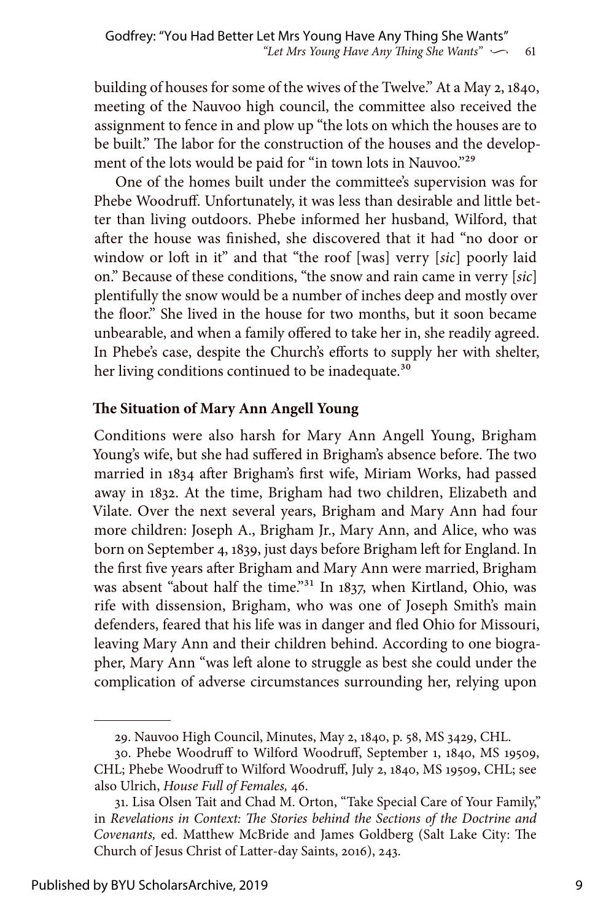building of houses for some of the wives of the Twelve." At a May 2, 1840, meeting of the Nauvoo high council, the committee also received the assignment to fence in and plow up "the lots on which the houses are to be built." The labor for the construction of the houses and the development of the lots would be paid for "in town lots in Nauvoo."[29]

One of the homes built under the committee's supervision was for Phebe Woodruff. Unfortunately, it was less than desirable and little better than living outdoors. Phebe informed her husband, Wilford, that after the house was finished, she discovered that it had "no door or window or loft in it" and that "the roof [was] verry [*sic*] poorly laid on." Because of these conditions, "the snow and rain came in verry [*sic*] plentifully the snow would be a number of inches deep and mostly over the floor." She lived in the house for two months, but it soon became unbearable, and when a family offered to take her in, she readily agreed. In Phebe's case, despite the Church's efforts to supply her with shelter, her living conditions continued to be inadequate.[30]

**The Situation of Mary Ann Angell Young**

Conditions were also harsh for Mary Ann Angell Young, Brigham Young's wife, but she had suffered in Brigham's absence before. The two married in 1834 after Brigham's first wife, Miriam Works, had passed away in 1832. At the time, Brigham had two children, Elizabeth and Vilate. Over the next several years, Brigham and Mary Ann had four more children: Joseph A., Brigham Jr., Mary Ann, and Alice, who was born on September 4, 1839, just days before Brigham left for England. In the first five years after Brigham and Mary Ann were married, Brigham was absent "about half the time."[31] In 1837, when Kirtland, Ohio, was rife with dissension, Brigham, who was one of Joseph Smith's main defenders, feared that his life was in danger and fled Ohio for Missouri, leaving Mary Ann and their children behind. According to one biographer, Mary Ann "was left alone to struggle as best she could under the complication of adverse circumstances surrounding her, relying upon

---

29. Nauvoo High Council, Minutes, May 2, 1840, p. 58, MS 3429, CHL.

30. Phebe Woodruff to Wilford Woodruff, September 1, 1840, MS 19509, CHL; Phebe Woodruff to Wilford Woodruff, July 2, 1840, MS 19509, CHL; see also Ulrich, *House Full of Females,* 46.

31. Lisa Olsen Tait and Chad M. Orton, "Take Special Care of Your Family," in *Revelations in Context: The Stories behind the Sections of the Doctrine and Covenants,* ed. Matthew McBride and James Goldberg (Salt Lake City: The Church of Jesus Christ of Latter-day Saints, 2016), 243.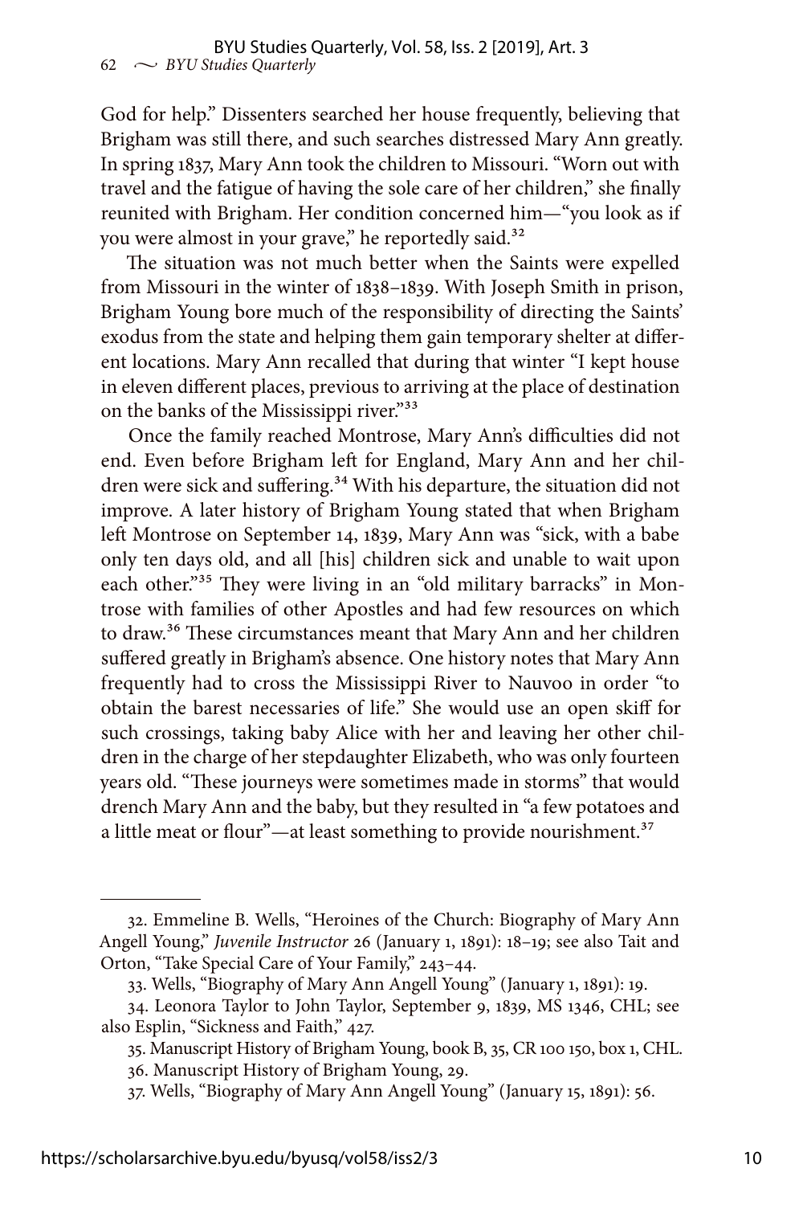God for help." Dissenters searched her house frequently, believing that Brigham was still there, and such searches distressed Mary Ann greatly. In spring 1837, Mary Ann took the children to Missouri. "Worn out with travel and the fatigue of having the sole care of her children," she finally reunited with Brigham. Her condition concerned him—"you look as if you were almost in your grave," he reportedly said.[32]

The situation was not much better when the Saints were expelled from Missouri in the winter of 1838–1839. With Joseph Smith in prison, Brigham Young bore much of the responsibility of directing the Saints' exodus from the state and helping them gain temporary shelter at different locations. Mary Ann recalled that during that winter "I kept house in eleven different places, previous to arriving at the place of destination on the banks of the Mississippi river."[33]

Once the family reached Montrose, Mary Ann's difficulties did not end. Even before Brigham left for England, Mary Ann and her children were sick and suffering.[34] With his departure, the situation did not improve. A later history of Brigham Young stated that when Brigham left Montrose on September 14, 1839, Mary Ann was "sick, with a babe only ten days old, and all [his] children sick and unable to wait upon each other."[35] They were living in an "old military barracks" in Montrose with families of other Apostles and had few resources on which to draw.[36] These circumstances meant that Mary Ann and her children suffered greatly in Brigham's absence. One history notes that Mary Ann frequently had to cross the Mississippi River to Nauvoo in order "to obtain the barest necessaries of life." She would use an open skiff for such crossings, taking baby Alice with her and leaving her other children in the charge of her stepdaughter Elizabeth, who was only fourteen years old. "These journeys were sometimes made in storms" that would drench Mary Ann and the baby, but they resulted in "a few potatoes and a little meat or flour"—at least something to provide nourishment.[37]

---

32. Emmeline B. Wells, "Heroines of the Church: Biography of Mary Ann Angell Young," *Juvenile Instructor* 26 (January 1, 1891): 18–19; see also Tait and Orton, "Take Special Care of Your Family," 243–44.

33. Wells, "Biography of Mary Ann Angell Young" (January 1, 1891): 19.

34. Leonora Taylor to John Taylor, September 9, 1839, MS 1346, CHL; see also Esplin, "Sickness and Faith," 427.

35. Manuscript History of Brigham Young, book B, 35, CR 100 150, box 1, CHL.

36. Manuscript History of Brigham Young, 29.

37. Wells, "Biography of Mary Ann Angell Young" (January 15, 1891): 56.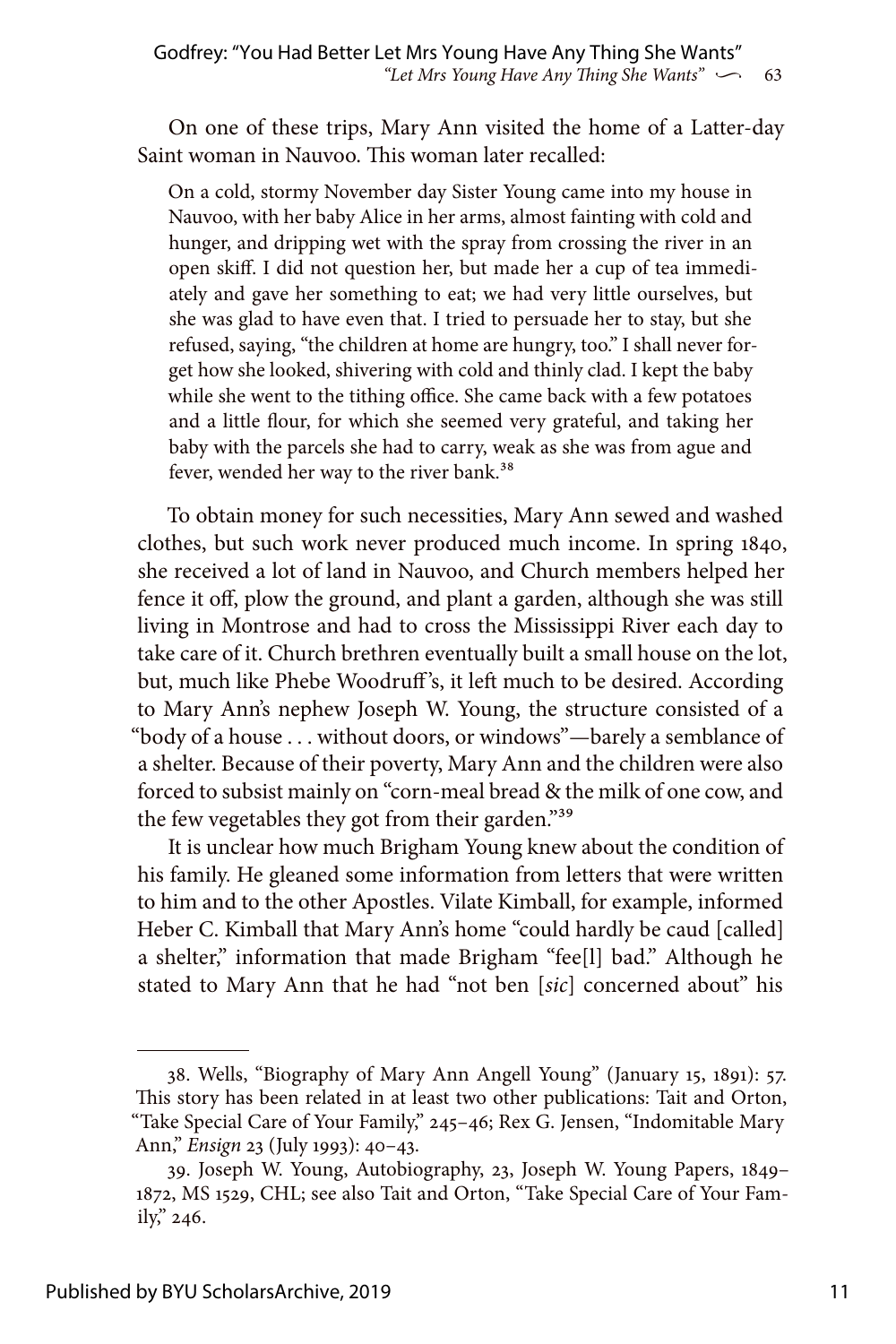On one of these trips, Mary Ann visited the home of a Latter-day Saint woman in Nauvoo. This woman later recalled:

> On a cold, stormy November day Sister Young came into my house in Nauvoo, with her baby Alice in her arms, almost fainting with cold and hunger, and dripping wet with the spray from crossing the river in an open skiff. I did not question her, but made her a cup of tea immediately and gave her something to eat; we had very little ourselves, but she was glad to have even that. I tried to persuade her to stay, but she refused, saying, "the children at home are hungry, too." I shall never forget how she looked, shivering with cold and thinly clad. I kept the baby while she went to the tithing office. She came back with a few potatoes and a little flour, for which she seemed very grateful, and taking her baby with the parcels she had to carry, weak as she was from ague and fever, wended her way to the river bank.[38]

To obtain money for such necessities, Mary Ann sewed and washed clothes, but such work never produced much income. In spring 1840, she received a lot of land in Nauvoo, and Church members helped her fence it off, plow the ground, and plant a garden, although she was still living in Montrose and had to cross the Mississippi River each day to take care of it. Church brethren eventually built a small house on the lot, but, much like Phebe Woodruff's, it left much to be desired. According to Mary Ann's nephew Joseph W. Young, the structure consisted of a "body of a house . . . without doors, or windows"—barely a semblance of a shelter. Because of their poverty, Mary Ann and the children were also forced to subsist mainly on "corn-meal bread & the milk of one cow, and the few vegetables they got from their garden."[39]

It is unclear how much Brigham Young knew about the condition of his family. He gleaned some information from letters that were written to him and to the other Apostles. Vilate Kimball, for example, informed Heber C. Kimball that Mary Ann's home "could hardly be caud [called] a shelter," information that made Brigham "fee[l] bad." Although he stated to Mary Ann that he had "not ben [*sic*] concerned about" his

---

38. Wells, "Biography of Mary Ann Angell Young" (January 15, 1891): 57. This story has been related in at least two other publications: Tait and Orton, "Take Special Care of Your Family," 245–46; Rex G. Jensen, "Indomitable Mary Ann," *Ensign* 23 (July 1993): 40–43.

39. Joseph W. Young, Autobiography, 23, Joseph W. Young Papers, 1849–1872, MS 1529, CHL; see also Tait and Orton, "Take Special Care of Your Family," 246.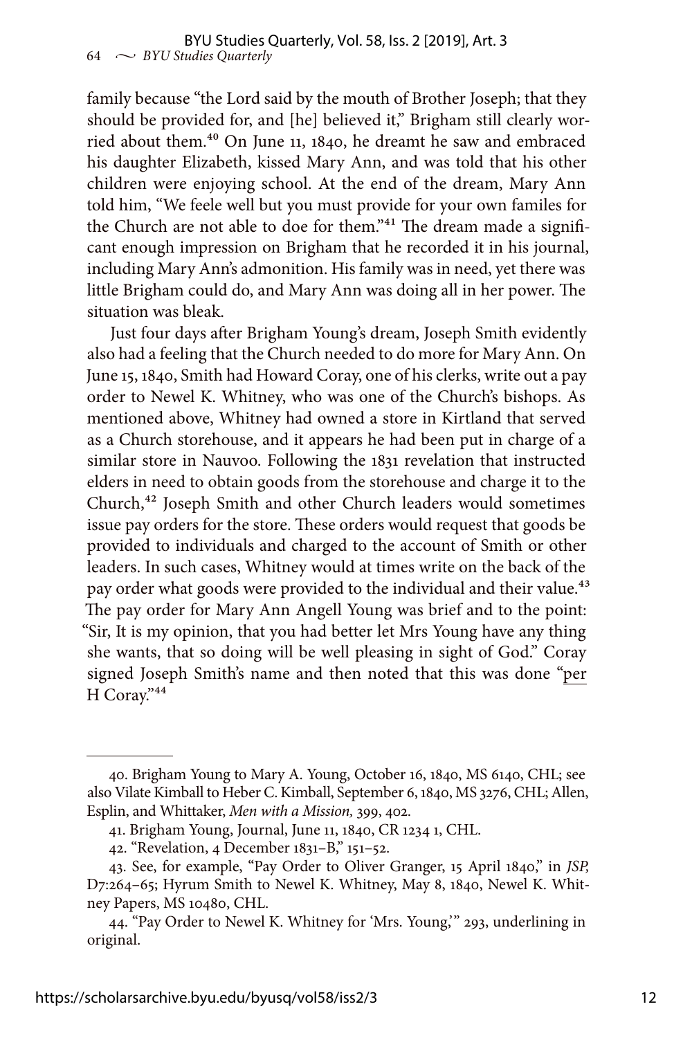family because "the Lord said by the mouth of Brother Joseph; that they should be provided for, and [he] believed it," Brigham still clearly worried about them.[40] On June 11, 1840, he dreamt he saw and embraced his daughter Elizabeth, kissed Mary Ann, and was told that his other children were enjoying school. At the end of the dream, Mary Ann told him, "We feele well but you must provide for your own familes for the Church are not able to doe for them."[41] The dream made a significant enough impression on Brigham that he recorded it in his journal, including Mary Ann's admonition. His family was in need, yet there was little Brigham could do, and Mary Ann was doing all in her power. The situation was bleak.

Just four days after Brigham Young's dream, Joseph Smith evidently also had a feeling that the Church needed to do more for Mary Ann. On June 15, 1840, Smith had Howard Coray, one of his clerks, write out a pay order to Newel K. Whitney, who was one of the Church's bishops. As mentioned above, Whitney had owned a store in Kirtland that served as a Church storehouse, and it appears he had been put in charge of a similar store in Nauvoo. Following the 1831 revelation that instructed elders in need to obtain goods from the storehouse and charge it to the Church,[42] Joseph Smith and other Church leaders would sometimes issue pay orders for the store. These orders would request that goods be provided to individuals and charged to the account of Smith or other leaders. In such cases, Whitney would at times write on the back of the pay order what goods were provided to the individual and their value.[43] The pay order for Mary Ann Angell Young was brief and to the point: "Sir, It is my opinion, that you had better let Mrs Young have any thing she wants, that so doing will be well pleasing in sight of God." Coray signed Joseph Smith's name and then noted that this was done "<u>per</u> H Coray."[44]

---

40. Brigham Young to Mary A. Young, October 16, 1840, MS 6140, CHL; see also Vilate Kimball to Heber C. Kimball, September 6, 1840, MS 3276, CHL; Allen, Esplin, and Whittaker, *Men with a Mission,* 399, 402.

41. Brigham Young, Journal, June 11, 1840, CR 1234 1, CHL.

42. "Revelation, 4 December 1831–B," 151–52.

43. See, for example, "Pay Order to Oliver Granger, 15 April 1840," in *JSP,* D7:264–65; Hyrum Smith to Newel K. Whitney, May 8, 1840, Newel K. Whitney Papers, MS 10480, CHL.

44. "Pay Order to Newel K. Whitney for 'Mrs. Young,'" 293, underlining in original.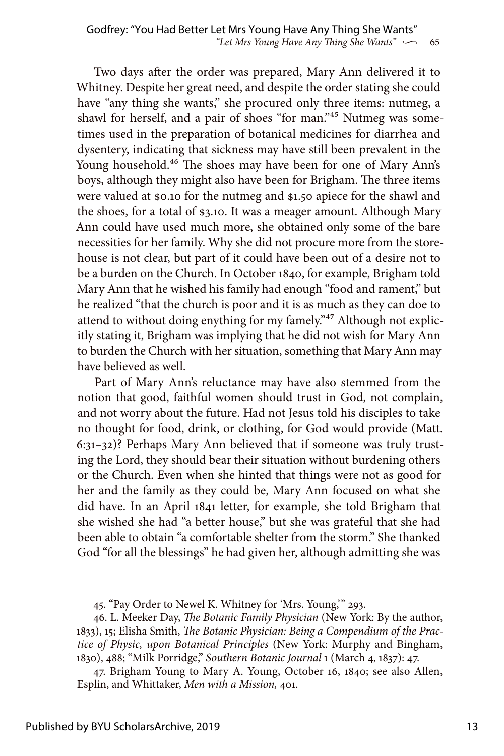Two days after the order was prepared, Mary Ann delivered it to Whitney. Despite her great need, and despite the order stating she could have "any thing she wants," she procured only three items: nutmeg, a shawl for herself, and a pair of shoes "for man."[45] Nutmeg was sometimes used in the preparation of botanical medicines for diarrhea and dysentery, indicating that sickness may have still been prevalent in the Young household.[46] The shoes may have been for one of Mary Ann's boys, although they might also have been for Brigham. The three items were valued at $0.10 for the nutmeg and $1.50 apiece for the shawl and the shoes, for a total of $3.10. It was a meager amount. Although Mary Ann could have used much more, she obtained only some of the bare necessities for her family. Why she did not procure more from the storehouse is not clear, but part of it could have been out of a desire not to be a burden on the Church. In October 1840, for example, Brigham told Mary Ann that he wished his family had enough "food and rament," but he realized "that the church is poor and it is as much as they can doe to attend to without doing enything for my famely."[47] Although not explicitly stating it, Brigham was implying that he did not wish for Mary Ann to burden the Church with her situation, something that Mary Ann may have believed as well.

Part of Mary Ann's reluctance may have also stemmed from the notion that good, faithful women should trust in God, not complain, and not worry about the future. Had not Jesus told his disciples to take no thought for food, drink, or clothing, for God would provide (Matt. 6:31–32)? Perhaps Mary Ann believed that if someone was truly trusting the Lord, they should bear their situation without burdening others or the Church. Even when she hinted that things were not as good for her and the family as they could be, Mary Ann focused on what she did have. In an April 1841 letter, for example, she told Brigham that she wished she had "a better house," but she was grateful that she had been able to obtain "a comfortable shelter from the storm." She thanked God "for all the blessings" he had given her, although admitting she was

---

45. "Pay Order to Newel K. Whitney for 'Mrs. Young,'" 293.

46. L. Meeker Day, *The Botanic Family Physician* (New York: By the author, 1833), 15; Elisha Smith, *The Botanic Physician: Being a Compendium of the Practice of Physic, upon Botanical Principles* (New York: Murphy and Bingham, 1830), 488; "Milk Porridge," *Southern Botanic Journal* 1 (March 4, 1837): 47.

47. Brigham Young to Mary A. Young, October 16, 1840; see also Allen, Esplin, and Whittaker, *Men with a Mission,* 401.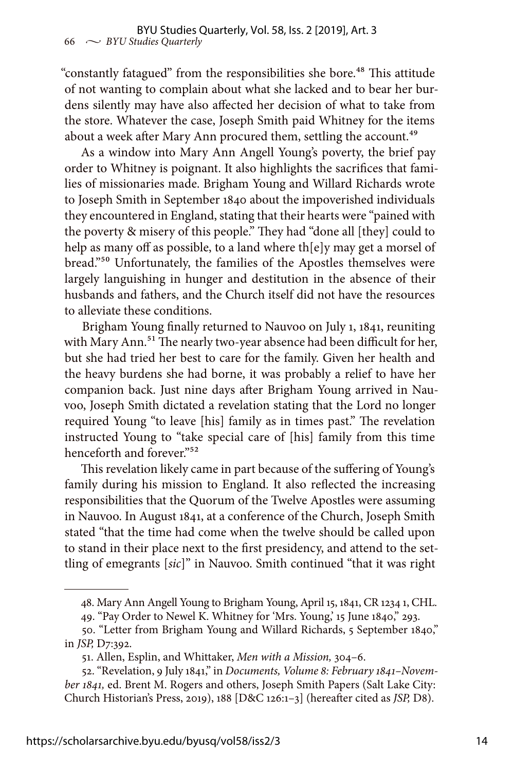"constantly fatagued" from the responsibilities she bore.[48] This attitude of not wanting to complain about what she lacked and to bear her burdens silently may have also affected her decision of what to take from the store. Whatever the case, Joseph Smith paid Whitney for the items about a week after Mary Ann procured them, settling the account.[49]

As a window into Mary Ann Angell Young's poverty, the brief pay order to Whitney is poignant. It also highlights the sacrifices that families of missionaries made. Brigham Young and Willard Richards wrote to Joseph Smith in September 1840 about the impoverished individuals they encountered in England, stating that their hearts were "pained with the poverty & misery of this people." They had "done all [they] could to help as many off as possible, to a land where th[e]y may get a morsel of bread."[50] Unfortunately, the families of the Apostles themselves were largely languishing in hunger and destitution in the absence of their husbands and fathers, and the Church itself did not have the resources to alleviate these conditions.

Brigham Young finally returned to Nauvoo on July 1, 1841, reuniting with Mary Ann.[51] The nearly two-year absence had been difficult for her, but she had tried her best to care for the family. Given her health and the heavy burdens she had borne, it was probably a relief to have her companion back. Just nine days after Brigham Young arrived in Nauvoo, Joseph Smith dictated a revelation stating that the Lord no longer required Young "to leave [his] family as in times past." The revelation instructed Young to "take special care of [his] family from this time henceforth and forever."[52]

This revelation likely came in part because of the suffering of Young's family during his mission to England. It also reflected the increasing responsibilities that the Quorum of the Twelve Apostles were assuming in Nauvoo. In August 1841, at a conference of the Church, Joseph Smith stated "that the time had come when the twelve should be called upon to stand in their place next to the first presidency, and attend to the settling of emegrants [*sic*]" in Nauvoo. Smith continued "that it was right

---

48. Mary Ann Angell Young to Brigham Young, April 15, 1841, CR 1234 1, CHL.

49. "Pay Order to Newel K. Whitney for 'Mrs. Young,' 15 June 1840," 293.

50. "Letter from Brigham Young and Willard Richards, 5 September 1840," in *JSP,* D7:392.

51. Allen, Esplin, and Whittaker, *Men with a Mission,* 304–6.

52. "Revelation, 9 July 1841," in *Documents, Volume 8: February 1841–November 1841,* ed. Brent M. Rogers and others, Joseph Smith Papers (Salt Lake City: Church Historian's Press, 2019), 188 [D&C 126:1–3] (hereafter cited as *JSP,* D8).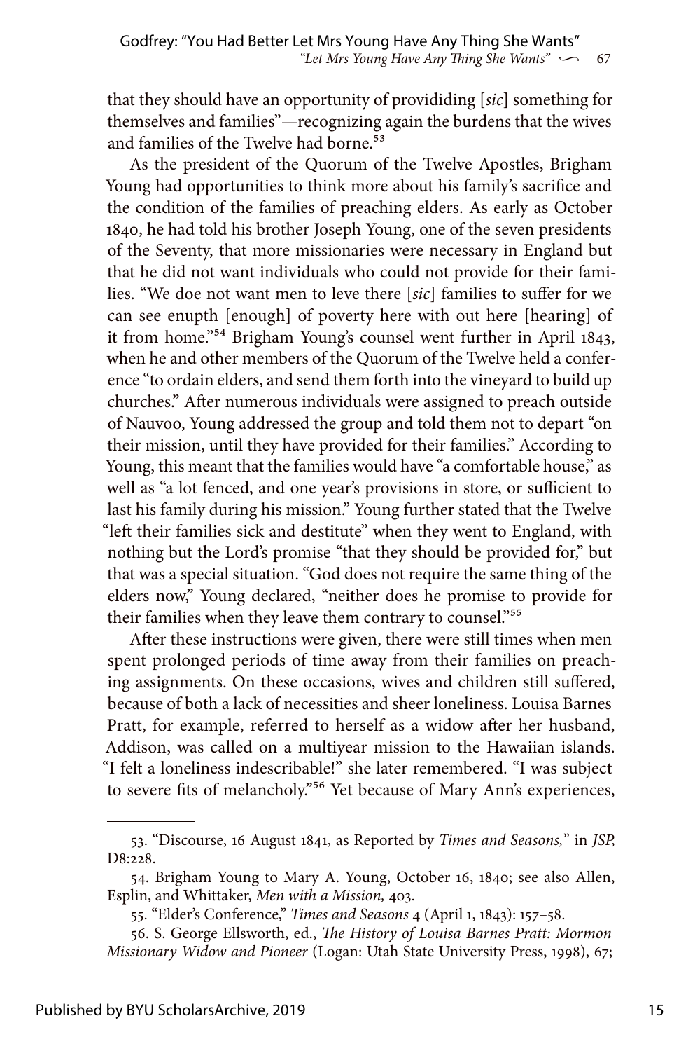that they should have an opportunity of provididing [*sic*] something for themselves and families"—recognizing again the burdens that the wives and families of the Twelve had borne.[53]

As the president of the Quorum of the Twelve Apostles, Brigham Young had opportunities to think more about his family's sacrifice and the condition of the families of preaching elders. As early as October 1840, he had told his brother Joseph Young, one of the seven presidents of the Seventy, that more missionaries were necessary in England but that he did not want individuals who could not provide for their families. "We doe not want men to leve there [*sic*] families to suffer for we can see enupth [enough] of poverty here with out here [hearing] of it from home."[54] Brigham Young's counsel went further in April 1843, when he and other members of the Quorum of the Twelve held a conference "to ordain elders, and send them forth into the vineyard to build up churches." After numerous individuals were assigned to preach outside of Nauvoo, Young addressed the group and told them not to depart "on their mission, until they have provided for their families." According to Young, this meant that the families would have "a comfortable house," as well as "a lot fenced, and one year's provisions in store, or sufficient to last his family during his mission." Young further stated that the Twelve "left their families sick and destitute" when they went to England, with nothing but the Lord's promise "that they should be provided for," but that was a special situation. "God does not require the same thing of the elders now," Young declared, "neither does he promise to provide for their families when they leave them contrary to counsel."[55]

After these instructions were given, there were still times when men spent prolonged periods of time away from their families on preaching assignments. On these occasions, wives and children still suffered, because of both a lack of necessities and sheer loneliness. Louisa Barnes Pratt, for example, referred to herself as a widow after her husband, Addison, was called on a multiyear mission to the Hawaiian islands. "I felt a loneliness indescribable!" she later remembered. "I was subject to severe fits of melancholy."[56] Yet because of Mary Ann's experiences,

---

53. "Discourse, 16 August 1841, as Reported by *Times and Seasons*," in *JSP,* D8:228.

54. Brigham Young to Mary A. Young, October 16, 1840; see also Allen, Esplin, and Whittaker, *Men with a Mission,* 403.

55. "Elder's Conference," *Times and Seasons* 4 (April 1, 1843): 157–58.

56. S. George Ellsworth, ed., *The History of Louisa Barnes Pratt: Mormon Missionary Widow and Pioneer* (Logan: Utah State University Press, 1998), 67;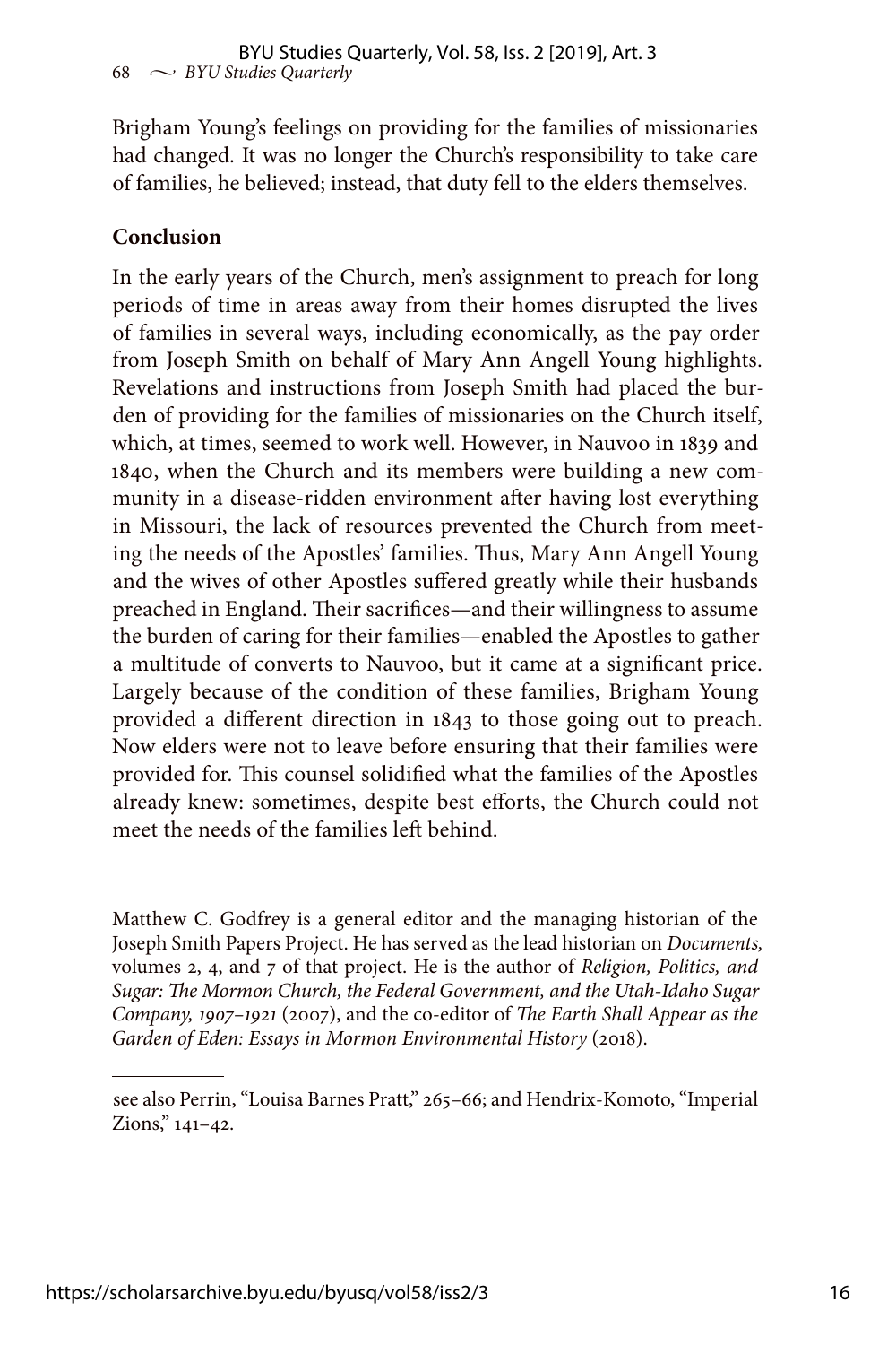Brigham Young's feelings on providing for the families of missionaries had changed. It was no longer the Church's responsibility to take care of families, he believed; instead, that duty fell to the elders themselves.

## Conclusion

In the early years of the Church, men's assignment to preach for long periods of time in areas away from their homes disrupted the lives of families in several ways, including economically, as the pay order from Joseph Smith on behalf of Mary Ann Angell Young highlights. Revelations and instructions from Joseph Smith had placed the burden of providing for the families of missionaries on the Church itself, which, at times, seemed to work well. However, in Nauvoo in 1839 and 1840, when the Church and its members were building a new community in a disease-ridden environment after having lost everything in Missouri, the lack of resources prevented the Church from meeting the needs of the Apostles' families. Thus, Mary Ann Angell Young and the wives of other Apostles suffered greatly while their husbands preached in England. Their sacrifices—and their willingness to assume the burden of caring for their families—enabled the Apostles to gather a multitude of converts to Nauvoo, but it came at a significant price. Largely because of the condition of these families, Brigham Young provided a different direction in 1843 to those going out to preach. Now elders were not to leave before ensuring that their families were provided for. This counsel solidified what the families of the Apostles already knew: sometimes, despite best efforts, the Church could not meet the needs of the families left behind.

---

Matthew C. Godfrey is a general editor and the managing historian of the Joseph Smith Papers Project. He has served as the lead historian on *Documents,* volumes 2, 4, and 7 of that project. He is the author of *Religion, Politics, and Sugar: The Mormon Church, the Federal Government, and the Utah-Idaho Sugar Company, 1907–1921* (2007), and the co-editor of *The Earth Shall Appear as the Garden of Eden: Essays in Mormon Environmental History* (2018).

---

see also Perrin, "Louisa Barnes Pratt," 265–66; and Hendrix-Komoto, "Imperial Zions," 141–42.